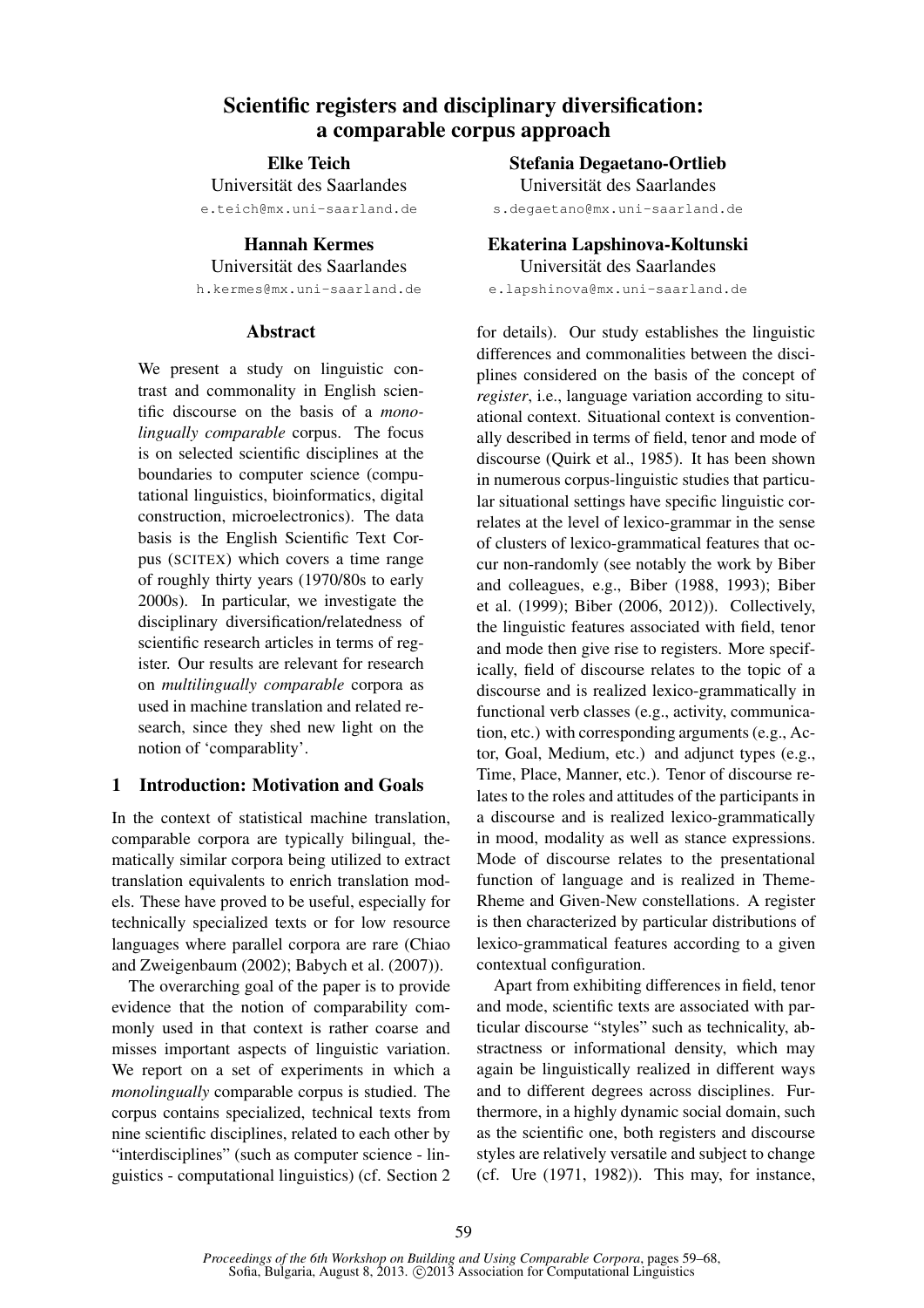# Scientific registers and disciplinary diversification: a comparable corpus approach

**Elke Teich**
Universität des Saarlandes
e.teich@mx.uni-saarland.de

**Stefania Degaetano-Ortlieb**
Universität des Saarlandes
s.degaetano@mx.uni-saarland.de

**Hannah Kermes**
Universität des Saarlandes
h.kermes@mx.uni-saarland.de

**Ekaterina Lapshinova-Koltunski**
Universität des Saarlandes
e.lapshinova@mx.uni-saarland.de

## Abstract

We present a study on linguistic contrast and commonality in English scientific discourse on the basis of a *monolingually comparable* corpus. The focus is on selected scientific disciplines at the boundaries to computer science (computational linguistics, bioinformatics, digital construction, microelectronics). The data basis is the English Scientific Text Corpus (SCITEX) which covers a time range of roughly thirty years (1970/80s to early 2000s). In particular, we investigate the disciplinary diversification/relatedness of scientific research articles in terms of register. Our results are relevant for research on *multilingually comparable* corpora as used in machine translation and related research, since they shed new light on the notion of 'comparablity'.

## 1 Introduction: Motivation and Goals

In the context of statistical machine translation, comparable corpora are typically bilingual, thematically similar corpora being utilized to extract translation equivalents to enrich translation models. These have proved to be useful, especially for technically specialized texts or for low resource languages where parallel corpora are rare (Chiao and Zweigenbaum (2002); Babych et al. (2007)).

The overarching goal of the paper is to provide evidence that the notion of comparability commonly used in that context is rather coarse and misses important aspects of linguistic variation. We report on a set of experiments in which a *monolingually* comparable corpus is studied. The corpus contains specialized, technical texts from nine scientific disciplines, related to each other by "interdisciplines" (such as computer science - linguistics - computational linguistics) (cf. Section 2 for details). Our study establishes the linguistic differences and commonalities between the disciplines considered on the basis of the concept of *register*, i.e., language variation according to situational context. Situational context is conventionally described in terms of field, tenor and mode of discourse (Quirk et al., 1985). It has been shown in numerous corpus-linguistic studies that particular situational settings have specific linguistic correlates at the level of lexico-grammar in the sense of clusters of lexico-grammatical features that occur non-randomly (see notably the work by Biber and colleagues, e.g., Biber (1988, 1993); Biber et al. (1999); Biber (2006, 2012)). Collectively, the linguistic features associated with field, tenor and mode then give rise to registers. More specifically, field of discourse relates to the topic of a discourse and is realized lexico-grammatically in functional verb classes (e.g., activity, communication, etc.) with corresponding arguments (e.g., Actor, Goal, Medium, etc.) and adjunct types (e.g., Time, Place, Manner, etc.). Tenor of discourse relates to the roles and attitudes of the participants in a discourse and is realized lexico-grammatically in mood, modality as well as stance expressions. Mode of discourse relates to the presentational function of language and is realized in Theme-Rheme and Given-New constellations. A register is then characterized by particular distributions of lexico-grammatical features according to a given contextual configuration.

Apart from exhibiting differences in field, tenor and mode, scientific texts are associated with particular discourse "styles" such as technicality, abstractness or informational density, which may again be linguistically realized in different ways and to different degrees across disciplines. Furthermore, in a highly dynamic social domain, such as the scientific one, both registers and discourse styles are relatively versatile and subject to change (cf. Ure (1971, 1982)). This may, for instance,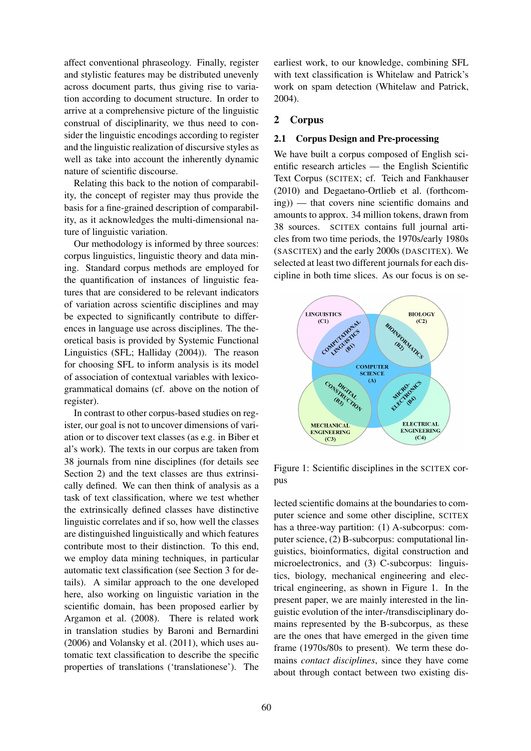affect conventional phraseology. Finally, register and stylistic features may be distributed unevenly across document parts, thus giving rise to variation according to document structure. In order to arrive at a comprehensive picture of the linguistic construal of disciplinarity, we thus need to consider the linguistic encodings according to register and the linguistic realization of discursive styles as well as take into account the inherently dynamic nature of scientific discourse.

Relating this back to the notion of comparability, the concept of register may thus provide the basis for a fine-grained description of comparability, as it acknowledges the multi-dimensional nature of linguistic variation.

Our methodology is informed by three sources: corpus linguistics, linguistic theory and data mining. Standard corpus methods are employed for the quantification of instances of linguistic features that are considered to be relevant indicators of variation across scientific disciplines and may be expected to significantly contribute to differences in language use across disciplines. The theoretical basis is provided by Systemic Functional Linguistics (SFL; Halliday (2004)). The reason for choosing SFL to inform analysis is its model of association of contextual variables with lexico-grammatical domains (cf. above on the notion of register).

In contrast to other corpus-based studies on register, our goal is not to uncover dimensions of variation or to discover text classes (as e.g. in Biber et al's work). The texts in our corpus are taken from 38 journals from nine disciplines (for details see Section 2) and the text classes are thus extrinsically defined. We can then think of analysis as a task of text classification, where we test whether the extrinsically defined classes have distinctive linguistic correlates and if so, how well the classes are distinguished linguistically and which features contribute most to their distinction. To this end, we employ data mining techniques, in particular automatic text classification (see Section 3 for details). A similar approach to the one developed here, also working on linguistic variation in the scientific domain, has been proposed earlier by Argamon et al. (2008). There is related work in translation studies by Baroni and Bernardini (2006) and Volansky et al. (2011), which uses automatic text classification to describe the specific properties of translations ('translationese'). The earliest work, to our knowledge, combining SFL with text classification is Whitelaw and Patrick's work on spam detection (Whitelaw and Patrick, 2004).

## 2 Corpus

### 2.1 Corpus Design and Pre-processing

We have built a corpus composed of English scientific research articles — the English Scientific Text Corpus (SCITEX; cf. Teich and Fankhauser (2010) and Degaetano-Ortlieb et al. (forthcoming)) — that covers nine scientific domains and amounts to approx. 34 million tokens, drawn from 38 sources. SCITEX contains full journal articles from two time periods, the 1970s/early 1980s (SASCITEX) and the early 2000s (DASCITEX). We selected at least two different journals for each discipline in both time slices. As our focus is on selected scientific domains at the boundaries to computer science and some other discipline, SCITEX has a three-way partition: (1) A-subcorpus: computer science, (2) B-subcorpus: computational linguistics, bioinformatics, digital construction and microelectronics, and (3) C-subcorpus: linguistics, biology, mechanical engineering and electrical engineering, as shown in Figure 1. In the present paper, we are mainly interested in the linguistic evolution of the inter-/transdisciplinary domains represented by the B-subcorpus, as these are the ones that have emerged in the given time frame (1970s/80s to present). We term these domains *contact disciplines*, since they have come about through contact between two existing dis-

Figure 1: Scientific disciplines in the SCITEX corpus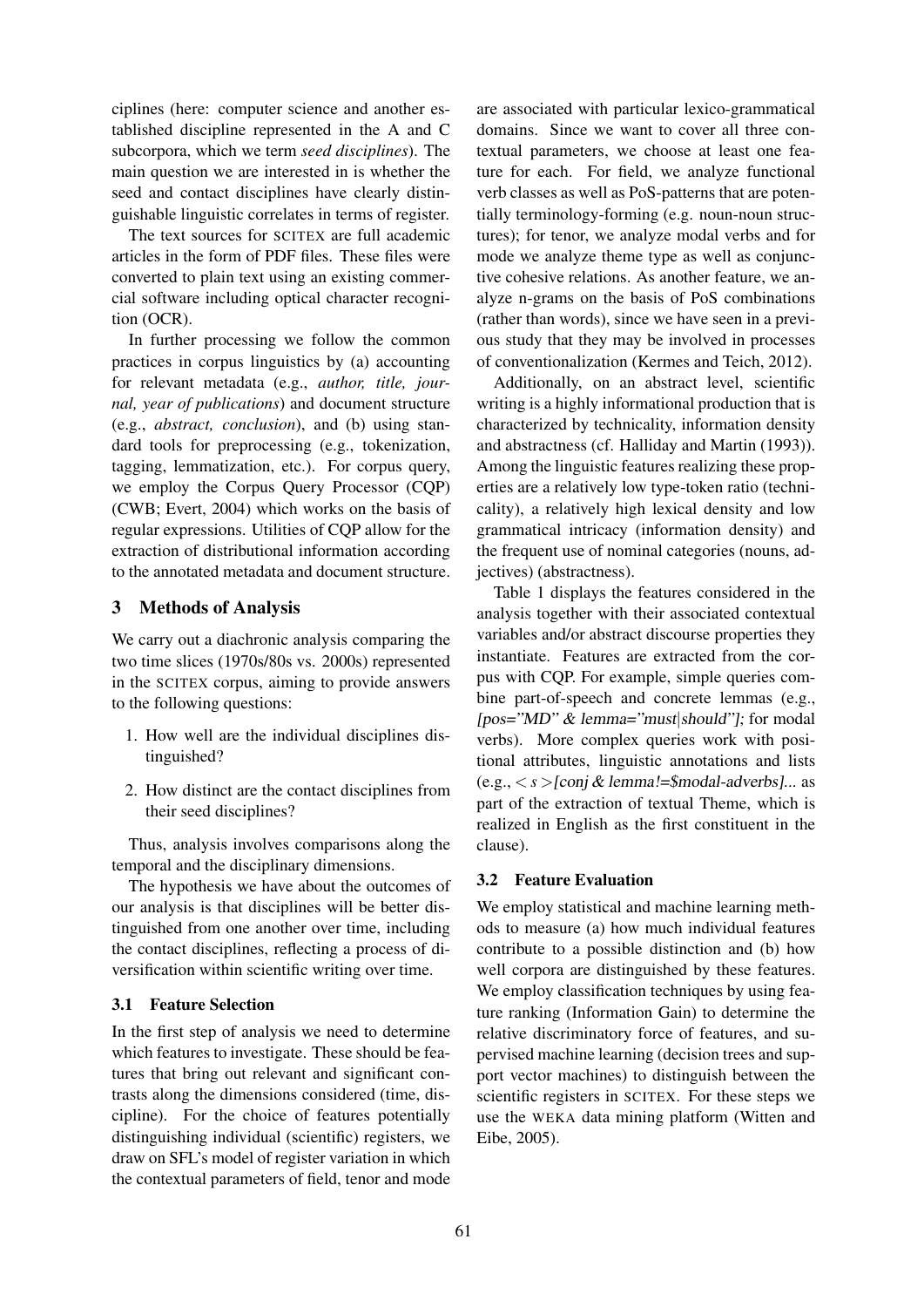ciplines (here: computer science and another established discipline represented in the A and C subcorpora, which we term *seed disciplines*). The main question we are interested in is whether the seed and contact disciplines have clearly distinguishable linguistic correlates in terms of register.

The text sources for SCITEX are full academic articles in the form of PDF files. These files were converted to plain text using an existing commercial software including optical character recognition (OCR).

In further processing we follow the common practices in corpus linguistics by (a) accounting for relevant metadata (e.g., *author, title, journal, year of publications*) and document structure (e.g., *abstract, conclusion*), and (b) using standard tools for preprocessing (e.g., tokenization, tagging, lemmatization, etc.). For corpus query, we employ the Corpus Query Processor (CQP) (CWB; Evert, 2004) which works on the basis of regular expressions. Utilities of CQP allow for the extraction of distributional information according to the annotated metadata and document structure.

## 3 Methods of Analysis

We carry out a diachronic analysis comparing the two time slices (1970s/80s vs. 2000s) represented in the SCITEX corpus, aiming to provide answers to the following questions:

1. How well are the individual disciplines distinguished?
2. How distinct are the contact disciplines from their seed disciplines?

Thus, analysis involves comparisons along the temporal and the disciplinary dimensions.

The hypothesis we have about the outcomes of our analysis is that disciplines will be better distinguished from one another over time, including the contact disciplines, reflecting a process of diversification within scientific writing over time.

### 3.1 Feature Selection

In the first step of analysis we need to determine which features to investigate. These should be features that bring out relevant and significant contrasts along the dimensions considered (time, discipline). For the choice of features potentially distinguishing individual (scientific) registers, we draw on SFL's model of register variation in which the contextual parameters of field, tenor and mode are associated with particular lexico-grammatical domains. Since we want to cover all three contextual parameters, we choose at least one feature for each. For field, we analyze functional verb classes as well as PoS-patterns that are potentially terminology-forming (e.g. noun-noun structures); for tenor, we analyze modal verbs and for mode we analyze theme type as well as conjunctive cohesive relations. As another feature, we analyze n-grams on the basis of PoS combinations (rather than words), since we have seen in a previous study that they may be involved in processes of conventionalization (Kermes and Teich, 2012).

Additionally, on an abstract level, scientific writing is a highly informational production that is characterized by technicality, information density and abstractness (cf. Halliday and Martin (1993)). Among the linguistic features realizing these properties are a relatively low type-token ratio (technicality), a relatively high lexical density and low grammatical intricacy (information density) and the frequent use of nominal categories (nouns, adjectives) (abstractness).

Table 1 displays the features considered in the analysis together with their associated contextual variables and/or abstract discourse properties they instantiate. Features are extracted from the corpus with CQP. For example, simple queries combine part-of-speech and concrete lemmas (e.g., *[pos="MD" & lemma="must|should"];* for modal verbs). More complex queries work with positional attributes, linguistic annotations and lists (e.g., *<s>[conj & lemma!=$modal-adverbs]...* as part of the extraction of textual Theme, which is realized in English as the first constituent in the clause).

### 3.2 Feature Evaluation

We employ statistical and machine learning methods to measure (a) how much individual features contribute to a possible distinction and (b) how well corpora are distinguished by these features. We employ classification techniques by using feature ranking (Information Gain) to determine the relative discriminatory force of features, and supervised machine learning (decision trees and support vector machines) to distinguish between the scientific registers in SCITEX. For these steps we use the WEKA data mining platform (Witten and Eibe, 2005).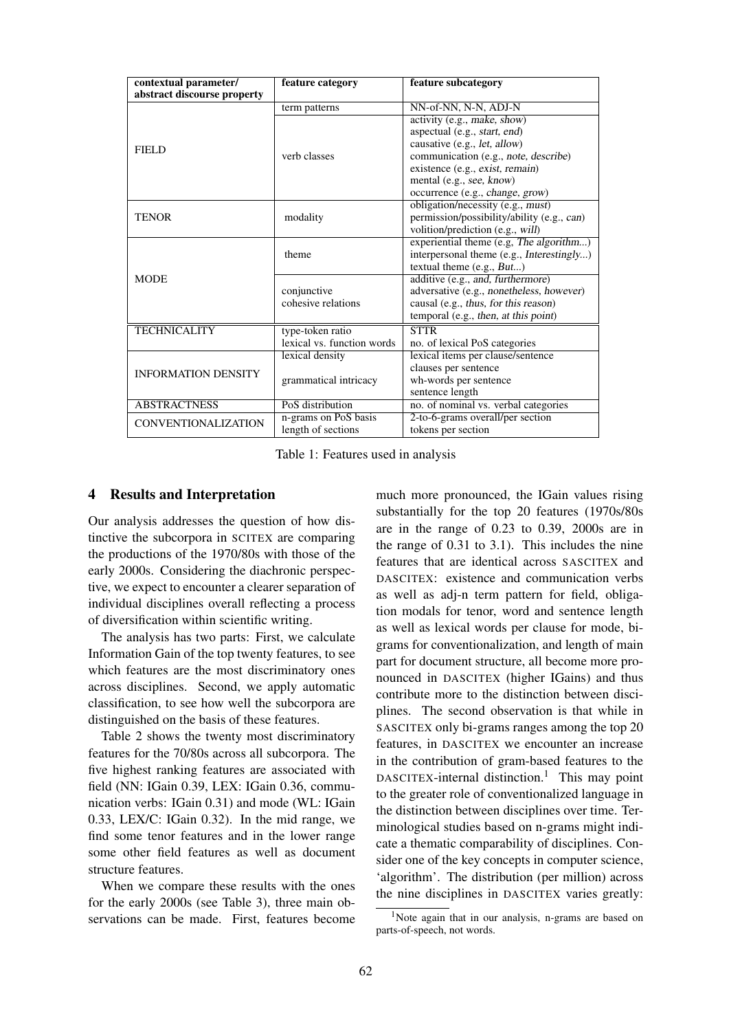| contextual parameter/ abstract discourse property | feature category | feature subcategory |
|---|---|---|
| FIELD | term patterns | NN-of-NN, N-N, ADJ-N |
| | verb classes | activity (e.g., *make, show*)<br>aspectual (e.g., *start, end*)<br>causative (e.g., *let, allow*)<br>communication (e.g., *note, describe*)<br>existence (e.g., *exist, remain*)<br>mental (e.g., *see, know*)<br>occurrence (e.g., *change, grow*) |
| TENOR | modality | obligation/necessity (e.g., *must*)<br>permission/possibility/ability (e.g., *can*)<br>volition/prediction (e.g., *will*) |
| MODE | theme | experiential theme (e.g, *The algorithm...*)<br>interpersonal theme (e.g., *Interestingly...*)<br>textual theme (e.g., *But...*) |
| | conjunctive cohesive relations | additive (e.g., *and, furthermore*)<br>adversative (e.g., *nonetheless, however*)<br>causal (e.g., *thus, for this reason*)<br>temporal (e.g., *then, at this point*) |
| TECHNICALITY | type-token ratio<br>lexical vs. function words | STTR<br>no. of lexical PoS categories |
| INFORMATION DENSITY | lexical density<br><br>grammatical intricacy | lexical items per clause/sentence<br>clauses per sentence<br>wh-words per sentence<br>sentence length |
| ABSTRACTNESS | PoS distribution | no. of nominal vs. verbal categories |
| CONVENTIONALIZATION | n-grams on PoS basis<br>length of sections | 2-to-6-grams overall/per section<br>tokens per section |

Table 1: Features used in analysis

## 4 Results and Interpretation

Our analysis addresses the question of how distinctive the subcorpora in SCITEX are comparing the productions of the 1970/80s with those of the early 2000s. Considering the diachronic perspective, we expect to encounter a clearer separation of individual disciplines overall reflecting a process of diversification within scientific writing.

The analysis has two parts: First, we calculate Information Gain of the top twenty features, to see which features are the most discriminatory ones across disciplines. Second, we apply automatic classification, to see how well the subcorpora are distinguished on the basis of these features.

Table 2 shows the twenty most discriminatory features for the 70/80s across all subcorpora. The five highest ranking features are associated with field (NN: IGain 0.39, LEX: IGain 0.36, communication verbs: IGain 0.31) and mode (WL: IGain 0.33, LEX/C: IGain 0.32). In the mid range, we find some tenor features and in the lower range some other field features as well as document structure features.

When we compare these results with the ones for the early 2000s (see Table 3), three main observations can be made. First, features become much more pronounced, the IGain values rising substantially for the top 20 features (1970s/80s are in the range of 0.23 to 0.39, 2000s are in the range of 0.31 to 3.1). This includes the nine features that are identical across SASCITEX and DASCITEX: existence and communication verbs as well as adj-n term pattern for field, obligation modals for tenor, word and sentence length as well as lexical words per clause for mode, bigrams for conventionalization, and length of main part for document structure, all become more pronounced in DASCITEX (higher IGains) and thus contribute more to the distinction between disciplines. The second observation is that while in SASCITEX only bi-grams ranges among the top 20 features, in DASCITEX we encounter an increase in the contribution of gram-based features to the DASCITEX-internal distinction.[1] This may point to the greater role of conventionalized language in the distinction between disciplines over time. Terminological studies based on n-grams might indicate a thematic comparability of disciplines. Consider one of the key concepts in computer science, 'algorithm'. The distribution (per million) across the nine disciplines in DASCITEX varies greatly:

[1] Note again that in our analysis, n-grams are based on parts-of-speech, not words.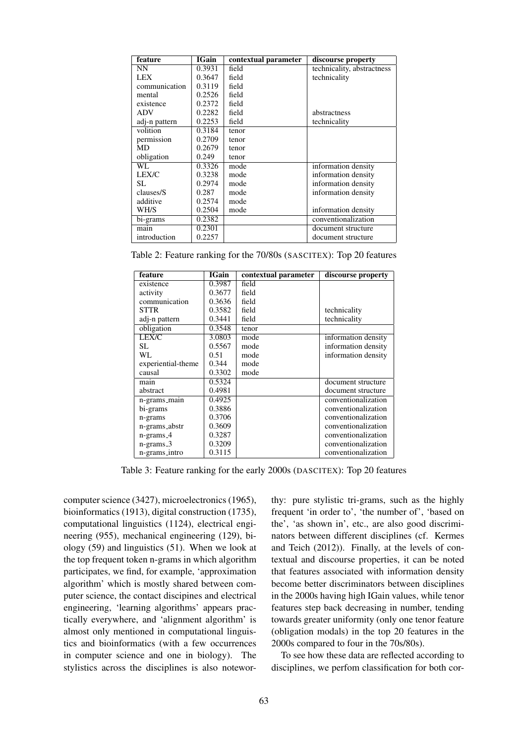| feature | IGain | contextual parameter | discourse property |
|---|---|---|---|
| NN | 0.3931 | field | technicality, abstractness |
| LEX | 0.3647 | field | technicality |
| communication | 0.3119 | field | |
| mental | 0.2526 | field | |
| existence | 0.2372 | field | |
| ADV | 0.2282 | field | abstractness |
| adj-n pattern | 0.2253 | field | technicality |
| volition | 0.3184 | tenor | |
| permission | 0.2709 | tenor | |
| MD | 0.2679 | tenor | |
| obligation | 0.249 | tenor | |
| WL | 0.3326 | mode | information density |
| LEX/C | 0.3238 | mode | information density |
| SL | 0.2974 | mode | information density |
| clauses/S | 0.287 | mode | information density |
| additive | 0.2574 | mode | |
| WH/S | 0.2504 | mode | information density |
| bi-grams | 0.2382 | | conventionalization |
| main | 0.2301 | | document structure |
| introduction | 0.2257 | | document structure |

Table 2: Feature ranking for the 70/80s (SASCITEX): Top 20 features

| feature | IGain | contextual parameter | discourse property |
|---|---|---|---|
| existence | 0.3987 | field | |
| activity | 0.3677 | field | |
| communication | 0.3636 | field | |
| STTR | 0.3582 | field | technicality |
| adj-n pattern | 0.3441 | field | technicality |
| obligation | 0.3548 | tenor | |
| LEX/C | 3.0803 | mode | information density |
| SL | 0.5567 | mode | information density |
| WL | 0.51 | mode | information density |
| experiential-theme | 0.344 | mode | |
| causal | 0.3302 | mode | |
| main | 0.5324 | | document structure |
| abstract | 0.4981 | | document structure |
| n-grams_main | 0.4925 | | conventionalization |
| bi-grams | 0.3886 | | conventionalization |
| n-grams | 0.3706 | | conventionalization |
| n-grams_abstr | 0.3609 | | conventionalization |
| n-grams_4 | 0.3287 | | conventionalization |
| n-grams_3 | 0.3209 | | conventionalization |
| n-grams_intro | 0.3115 | | conventionalization |

Table 3: Feature ranking for the early 2000s (DASCITEX): Top 20 features

computer science (3427), microelectronics (1965), bioinformatics (1913), digital construction (1735), computational linguistics (1124), electrical engineering (955), mechanical engineering (129), biology (59) and linguistics (51). When we look at the top frequent token n-grams in which algorithm participates, we find, for example, 'approximation algorithm' which is mostly shared between computer science, the contact discipines and electrical engineering, 'learning algorithms' appears practically everywhere, and 'alignment algorithm' is almost only mentioned in computational linguistics and bioinformatics (with a few occurrences in computer science and one in biology). The stylistics across the disciplines is also noteworthy: pure stylistic tri-grams, such as the highly frequent 'in order to', 'the number of', 'based on the', 'as shown in', etc., are also good discriminators between different disciplines (cf. Kermes and Teich (2012)). Finally, at the levels of contextual and discourse properties, it can be noted that features associated with information density become better discriminators between disciplines in the 2000s having high IGain values, while tenor features step back decreasing in number, tending towards greater uniformity (only one tenor feature (obligation modals) in the top 20 features in the 2000s compared to four in the 70s/80s).

To see how these data are reflected according to disciplines, we perfom classification for both cor-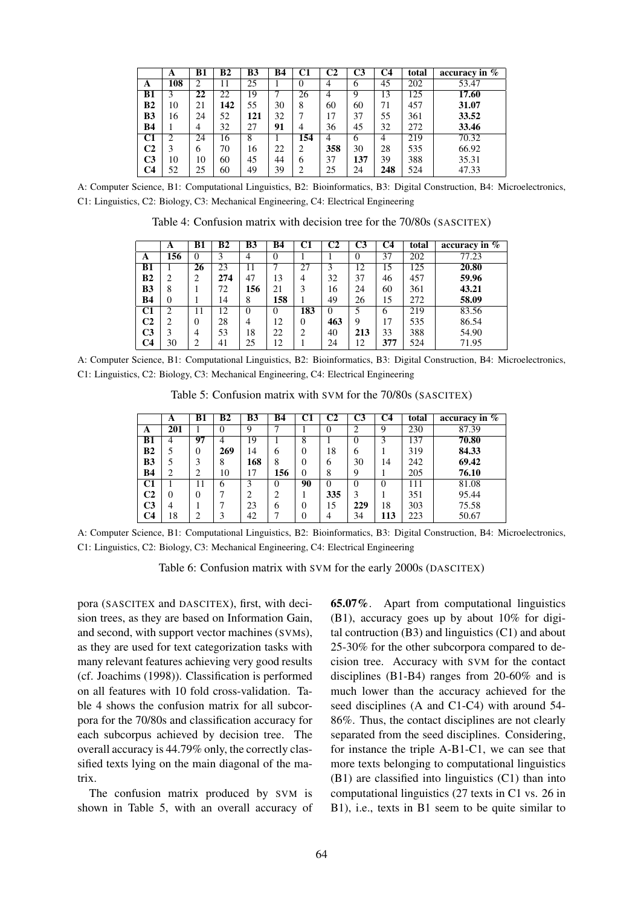| | A | B1 | B2 | B3 | B4 | C1 | C2 | C3 | C4 | total | accuracy in % |
|---|---|---|---|---|---|---|---|---|---|---|---|
| **A** | **108** | 2 | 11 | 25 | 1 | 0 | 4 | 6 | 45 | 202 | 53.47 |
| **B1** | 3 | **22** | 22 | 19 | 7 | 26 | 4 | 9 | 13 | 125 | **17.60** |
| **B2** | 10 | 21 | **142** | 55 | 30 | 8 | 60 | 60 | 71 | 457 | **31.07** |
| **B3** | 16 | 24 | 52 | **121** | 32 | 7 | 17 | 37 | 55 | 361 | **33.52** |
| **B4** | 1 | 4 | 32 | 27 | **91** | 4 | 36 | 45 | 32 | 272 | **33.46** |
| **C1** | 2 | 24 | 16 | 8 | 1 | **154** | 4 | 6 | 4 | 219 | 70.32 |
| **C2** | 3 | 6 | 70 | 16 | 22 | 2 | **358** | 30 | 28 | 535 | 66.92 |
| **C3** | 10 | 10 | 60 | 45 | 44 | 6 | 37 | **137** | 39 | 388 | 35.31 |
| **C4** | 52 | 25 | 60 | 49 | 39 | 2 | 25 | 24 | **248** | 524 | 47.33 |

A: Computer Science, B1: Computational Linguistics, B2: Bioinformatics, B3: Digital Construction, B4: Microelectronics, C1: Linguistics, C2: Biology, C3: Mechanical Engineering, C4: Electrical Engineering

Table 4: Confusion matrix with decision tree for the 70/80s (SASCITEX)

| | A | B1 | B2 | B3 | B4 | C1 | C2 | C3 | C4 | total | accuracy in % |
|---|---|---|---|---|---|---|---|---|---|---|---|
| **A** | **156** | 0 | 3 | 4 | 0 | 1 | 1 | 0 | 37 | 202 | 77.23 |
| **B1** | 1 | **26** | 23 | 11 | 7 | 27 | 3 | 12 | 15 | 125 | **20.80** |
| **B2** | 2 | 2 | **274** | 47 | 13 | 4 | 32 | 37 | 46 | 457 | **59.96** |
| **B3** | 8 | 1 | 72 | **156** | 21 | 3 | 16 | 24 | 60 | 361 | **43.21** |
| **B4** | 0 | 1 | 14 | 8 | **158** | 1 | 49 | 26 | 15 | 272 | **58.09** |
| **C1** | 2 | 11 | 12 | 0 | 0 | **183** | 0 | 5 | 6 | 219 | 83.56 |
| **C2** | 2 | 0 | 28 | 4 | 12 | 0 | **463** | 9 | 17 | 535 | 86.54 |
| **C3** | 3 | 4 | 53 | 18 | 22 | 2 | 40 | **213** | 33 | 388 | 54.90 |
| **C4** | 30 | 2 | 41 | 25 | 12 | 1 | 24 | 12 | **377** | 524 | 71.95 |

A: Computer Science, B1: Computational Linguistics, B2: Bioinformatics, B3: Digital Construction, B4: Microelectronics, C1: Linguistics, C2: Biology, C3: Mechanical Engineering, C4: Electrical Engineering

Table 5: Confusion matrix with SVM for the 70/80s (SASCITEX)

| | A | B1 | B2 | B3 | B4 | C1 | C2 | C3 | C4 | total | accuracy in % |
|---|---|---|---|---|---|---|---|---|---|---|---|
| **A** | **201** | 1 | 0 | 9 | 7 | 1 | 0 | 2 | 9 | 230 | 87.39 |
| **B1** | 4 | **97** | 4 | 19 | 1 | 8 | 1 | 0 | 3 | 137 | **70.80** |
| **B2** | 5 | 0 | **269** | 14 | 6 | 0 | 18 | 6 | 1 | 319 | **84.33** |
| **B3** | 5 | 3 | 8 | **168** | 8 | 0 | 6 | 30 | 14 | 242 | **69.42** |
| **B4** | 2 | 2 | 10 | 17 | **156** | 0 | 8 | 9 | 1 | 205 | **76.10** |
| **C1** | 1 | 11 | 6 | 3 | 0 | **90** | 0 | 0 | 0 | 111 | 81.08 |
| **C2** | 0 | 0 | 7 | 2 | 2 | 1 | **335** | 3 | 1 | 351 | 95.44 |
| **C3** | 4 | 1 | 7 | 23 | 6 | 0 | 15 | **229** | 18 | 303 | 75.58 |
| **C4** | 18 | 2 | 3 | 42 | 7 | 0 | 4 | 34 | **113** | 223 | 50.67 |

A: Computer Science, B1: Computational Linguistics, B2: Bioinformatics, B3: Digital Construction, B4: Microelectronics, C1: Linguistics, C2: Biology, C3: Mechanical Engineering, C4: Electrical Engineering

Table 6: Confusion matrix with SVM for the early 2000s (DASCITEX)

pora (SASCITEX and DASCITEX), first, with decision trees, as they are based on Information Gain, and second, with support vector machines (SVMs), as they are used for text categorization tasks with many relevant features achieving very good results (cf. Joachims (1998)). Classification is performed on all features with 10 fold cross-validation. Table 4 shows the confusion matrix for all subcorpora for the 70/80s and classification accuracy for each subcorpus achieved by decision tree. The overall accuracy is 44.79% only, the correctly classified texts lying on the main diagonal of the matrix.

The confusion matrix produced by SVM is shown in Table 5, with an overall accuracy of **65.07%**. Apart from computational linguistics (B1), accuracy goes up by about 10% for digital contruction (B3) and linguistics (C1) and about 25-30% for the other subcorpora compared to decision tree. Accuracy with SVM for the contact disciplines (B1-B4) ranges from 20-60% and is much lower than the accuracy achieved for the seed disciplines (A and C1-C4) with around 54-86%. Thus, the contact disciplines are not clearly separated from the seed disciplines. Considering, for instance the triple A-B1-C1, we can see that more texts belonging to computational linguistics (B1) are classified into linguistics (C1) than into computational linguistics (27 texts in C1 vs. 26 in B1), i.e., texts in B1 seem to be quite similar to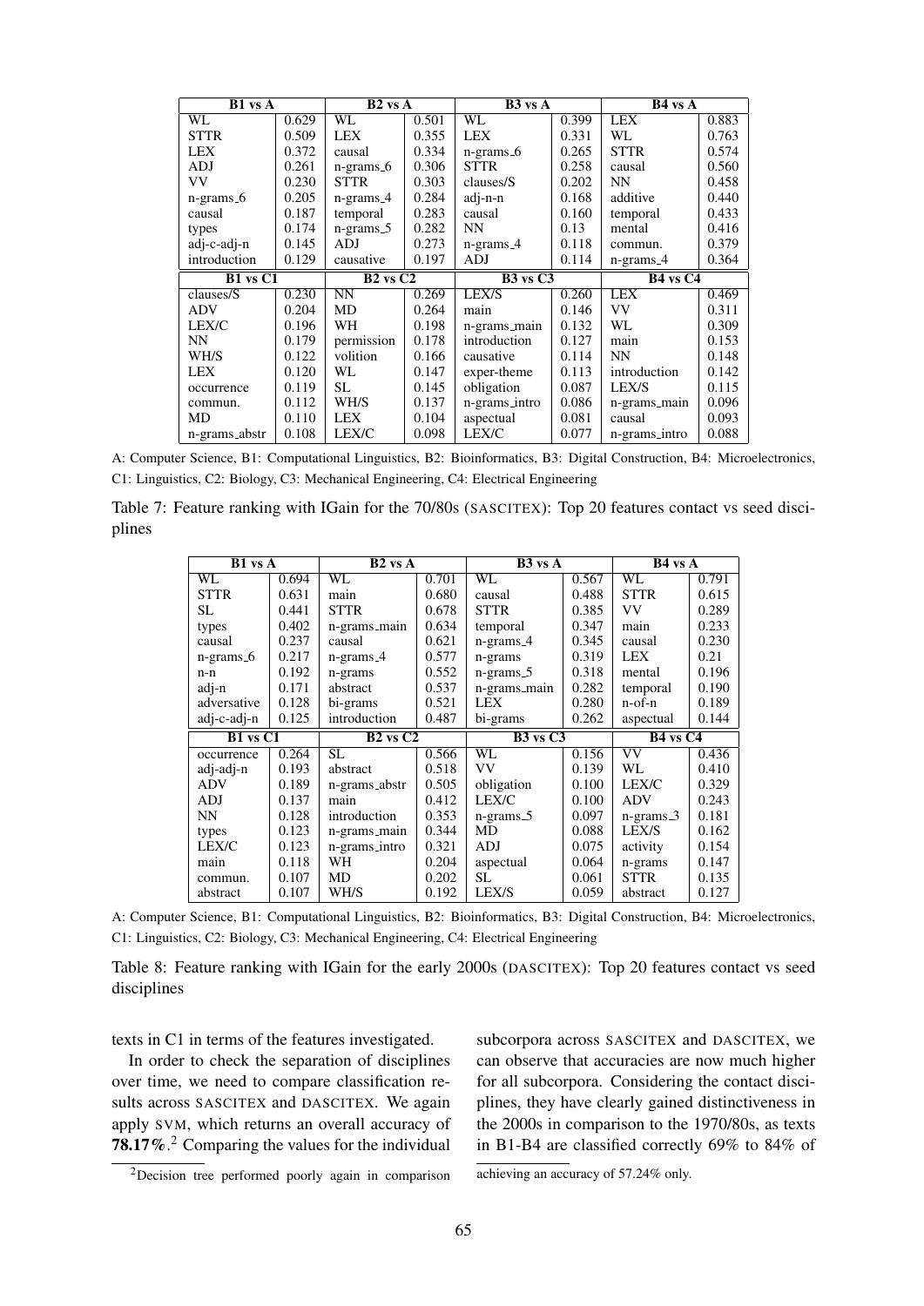| B1 vs A | | B2 vs A | | B3 vs A | | B4 vs A | |
|---|---|---|---|---|---|---|---|
| WL | 0.629 | WL | 0.501 | WL | 0.399 | LEX | 0.883 |
| STTR | 0.509 | LEX | 0.355 | LEX | 0.331 | WL | 0.763 |
| LEX | 0.372 | causal | 0.334 | n-grams_6 | 0.265 | STTR | 0.574 |
| ADJ | 0.261 | n-grams_6 | 0.306 | STTR | 0.258 | causal | 0.560 |
| VV | 0.230 | STTR | 0.303 | clauses/S | 0.202 | NN | 0.458 |
| n-grams_6 | 0.205 | n-grams_4 | 0.284 | adj-n-n | 0.168 | additive | 0.440 |
| causal | 0.187 | temporal | 0.283 | causal | 0.160 | temporal | 0.433 |
| types | 0.174 | n-grams_5 | 0.282 | NN | 0.13 | mental | 0.416 |
| adj-c-adj-n | 0.145 | ADJ | 0.273 | n-grams_4 | 0.118 | commun. | 0.379 |
| introduction | 0.129 | causative | 0.197 | ADJ | 0.114 | n-grams_4 | 0.364 |
| **B1 vs C1** | | **B2 vs C2** | | **B3 vs C3** | | **B4 vs C4** | |
| clauses/S | 0.230 | NN | 0.269 | LEX/S | 0.260 | LEX | 0.469 |
| ADV | 0.204 | MD | 0.264 | main | 0.146 | VV | 0.311 |
| LEX/C | 0.196 | WH | 0.198 | n-grams_main | 0.132 | WL | 0.309 |
| NN | 0.179 | permission | 0.178 | introduction | 0.127 | main | 0.153 |
| WH/S | 0.122 | volition | 0.166 | causative | 0.114 | NN | 0.148 |
| LEX | 0.120 | WL | 0.147 | exper-theme | 0.113 | introduction | 0.142 |
| occurrence | 0.119 | SL | 0.145 | obligation | 0.087 | LEX/S | 0.115 |
| commun. | 0.112 | WH/S | 0.137 | n-grams_intro | 0.086 | n-grams_main | 0.096 |
| MD | 0.110 | LEX | 0.104 | aspectual | 0.081 | causal | 0.093 |
| n-grams_abstr | 0.108 | LEX/C | 0.098 | LEX/C | 0.077 | n-grams_intro | 0.088 |

A: Computer Science, B1: Computational Linguistics, B2: Bioinformatics, B3: Digital Construction, B4: Microelectronics, C1: Linguistics, C2: Biology, C3: Mechanical Engineering, C4: Electrical Engineering

Table 7: Feature ranking with IGain for the 70/80s (SASCITEX): Top 20 features contact vs seed disciplines

| B1 vs A | | B2 vs A | | B3 vs A | | B4 vs A | |
|---|---|---|---|---|---|---|---|
| WL | 0.694 | WL | 0.701 | WL | 0.567 | WL | 0.791 |
| STTR | 0.631 | main | 0.680 | causal | 0.488 | STTR | 0.615 |
| SL | 0.441 | STTR | 0.678 | STTR | 0.385 | VV | 0.289 |
| types | 0.402 | n-grams_main | 0.634 | temporal | 0.347 | main | 0.233 |
| causal | 0.237 | causal | 0.621 | n-grams_4 | 0.345 | causal | 0.230 |
| n-grams_6 | 0.217 | n-grams_4 | 0.577 | n-grams | 0.319 | LEX | 0.21 |
| n-n | 0.192 | n-grams | 0.552 | n-grams_5 | 0.318 | mental | 0.196 |
| adj-n | 0.171 | abstract | 0.537 | n-grams_main | 0.282 | temporal | 0.190 |
| adversative | 0.128 | bi-grams | 0.521 | LEX | 0.280 | n-of-n | 0.189 |
| adj-c-adj-n | 0.125 | introduction | 0.487 | bi-grams | 0.262 | aspectual | 0.144 |
| **B1 vs C1** | | **B2 vs C2** | | **B3 vs C3** | | **B4 vs C4** | |
| occurrence | 0.264 | SL | 0.566 | WL | 0.156 | VV | 0.436 |
| adj-adj-n | 0.193 | abstract | 0.518 | VV | 0.139 | WL | 0.410 |
| ADV | 0.189 | n-grams_abstr | 0.505 | obligation | 0.100 | LEX/C | 0.329 |
| ADJ | 0.137 | main | 0.412 | LEX/C | 0.100 | ADV | 0.243 |
| NN | 0.128 | introduction | 0.353 | n-grams_5 | 0.097 | n-grams_3 | 0.181 |
| types | 0.123 | n-grams_main | 0.344 | MD | 0.088 | LEX/S | 0.162 |
| LEX/C | 0.123 | n-grams_intro | 0.321 | ADJ | 0.075 | activity | 0.154 |
| main | 0.118 | WH | 0.204 | aspectual | 0.064 | n-grams | 0.147 |
| commun. | 0.107 | MD | 0.202 | SL | 0.061 | STTR | 0.135 |
| abstract | 0.107 | WH/S | 0.192 | LEX/S | 0.059 | abstract | 0.127 |

A: Computer Science, B1: Computational Linguistics, B2: Bioinformatics, B3: Digital Construction, B4: Microelectronics, C1: Linguistics, C2: Biology, C3: Mechanical Engineering, C4: Electrical Engineering

Table 8: Feature ranking with IGain for the early 2000s (DASCITEX): Top 20 features contact vs seed disciplines

texts in C1 in terms of the features investigated.

In order to check the separation of disciplines over time, we need to compare classification results across SASCITEX and DASCITEX. We again apply SVM, which returns an overall accuracy of **78.17%**.[2] Comparing the values for the individual subcorpora across SASCITEX and DASCITEX, we can observe that accuracies are now much higher for all subcorpora. Considering the contact disciplines, they have clearly gained distinctiveness in the 2000s in comparison to the 1970/80s, as texts in B1-B4 are classified correctly 69% to 84% of

[2] Decision tree performed poorly again in comparison achieving an accuracy of 57.24% only.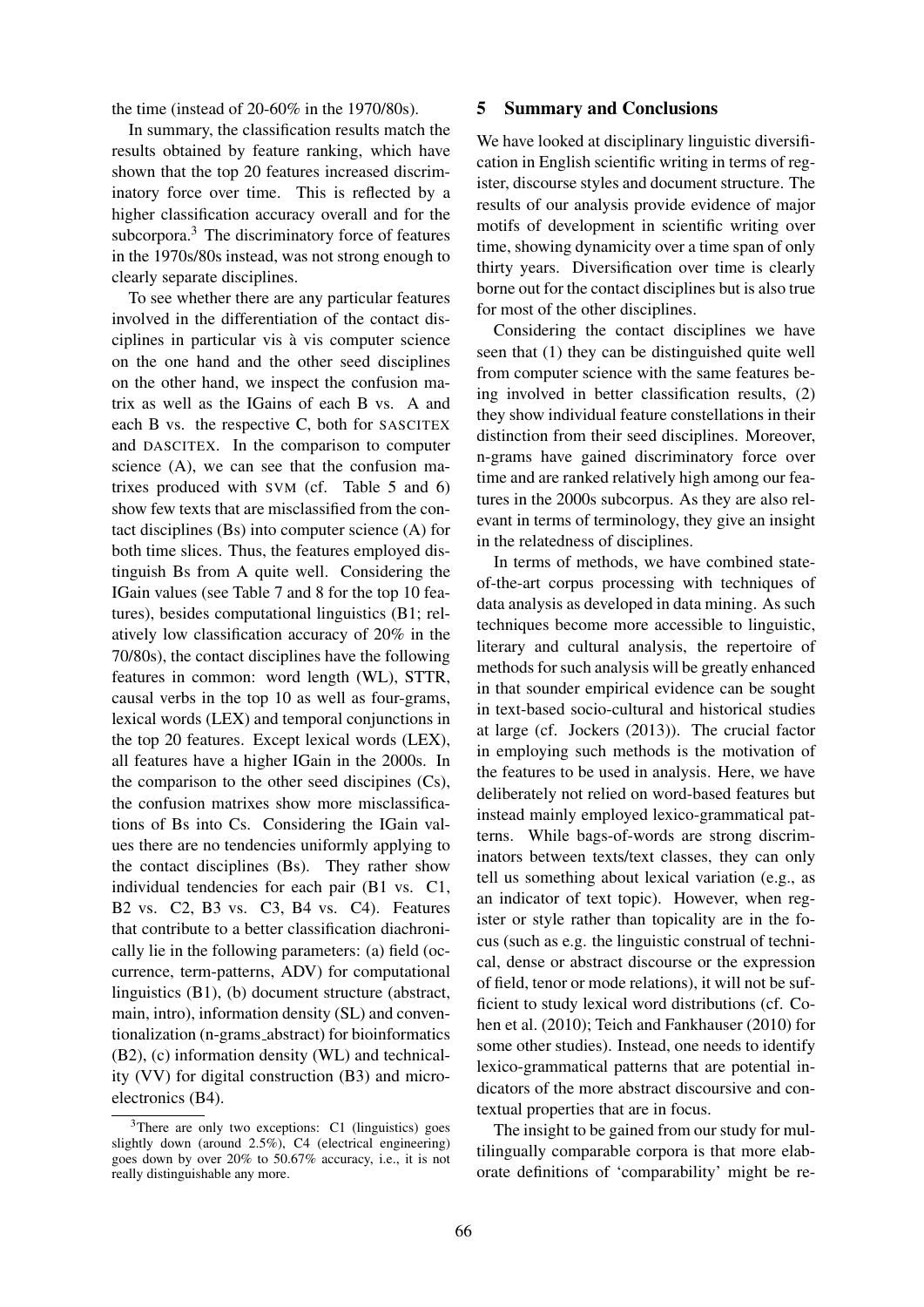the time (instead of 20-60% in the 1970/80s).

In summary, the classification results match the results obtained by feature ranking, which have shown that the top 20 features increased discriminatory force over time. This is reflected by a higher classification accuracy overall and for the subcorpora.[3] The discriminatory force of features in the 1970s/80s instead, was not strong enough to clearly separate disciplines.

To see whether there are any particular features involved in the differentiation of the contact disciplines in particular vis à vis computer science on the one hand and the other seed disciplines on the other hand, we inspect the confusion matrix as well as the IGains of each B vs. A and each B vs. the respective C, both for SASCITEX and DASCITEX. In the comparison to computer science (A), we can see that the confusion matrixes produced with SVM (cf. Table 5 and 6) show few texts that are misclassified from the contact disciplines (Bs) into computer science (A) for both time slices. Thus, the features employed distinguish Bs from A quite well. Considering the IGain values (see Table 7 and 8 for the top 10 features), besides computational linguistics (B1; relatively low classification accuracy of 20% in the 70/80s), the contact disciplines have the following features in common: word length (WL), STTR, causal verbs in the top 10 as well as four-grams, lexical words (LEX) and temporal conjunctions in the top 20 features. Except lexical words (LEX), all features have a higher IGain in the 2000s. In the comparison to the other seed discipines (Cs), the confusion matrixes show more misclassifications of Bs into Cs. Considering the IGain values there are no tendencies uniformly applying to the contact disciplines (Bs). They rather show individual tendencies for each pair (B1 vs. C1, B2 vs. C2, B3 vs. C3, B4 vs. C4). Features that contribute to a better classification diachronically lie in the following parameters: (a) field (occurrence, term-patterns, ADV) for computational linguistics (B1), (b) document structure (abstract, main, intro), information density (SL) and conventionalization (n-grams_abstract) for bioinformatics (B2), (c) information density (WL) and technicality (VV) for digital construction (B3) and microelectronics (B4).

[3] There are only two exceptions: C1 (linguistics) goes slightly down (around 2.5%), C4 (electrical engineering) goes down by over 20% to 50.67% accuracy, i.e., it is not really distinguishable any more.

## 5 Summary and Conclusions

We have looked at disciplinary linguistic diversification in English scientific writing in terms of register, discourse styles and document structure. The results of our analysis provide evidence of major motifs of development in scientific writing over time, showing dynamicity over a time span of only thirty years. Diversification over time is clearly borne out for the contact disciplines but is also true for most of the other disciplines.

Considering the contact disciplines we have seen that (1) they can be distinguished quite well from computer science with the same features being involved in better classification results, (2) they show individual feature constellations in their distinction from their seed disciplines. Moreover, n-grams have gained discriminatory force over time and are ranked relatively high among our features in the 2000s subcorpus. As they are also relevant in terms of terminology, they give an insight in the relatedness of disciplines.

In terms of methods, we have combined state-of-the-art corpus processing with techniques of data analysis as developed in data mining. As such techniques become more accessible to linguistic, literary and cultural analysis, the repertoire of methods for such analysis will be greatly enhanced in that sounder empirical evidence can be sought in text-based socio-cultural and historical studies at large (cf. Jockers (2013)). The crucial factor in employing such methods is the motivation of the features to be used in analysis. Here, we have deliberately not relied on word-based features but instead mainly employed lexico-grammatical patterns. While bags-of-words are strong discriminators between texts/text classes, they can only tell us something about lexical variation (e.g., as an indicator of text topic). However, when register or style rather than topicality are in the focus (such as e.g. the linguistic construal of technical, dense or abstract discourse or the expression of field, tenor or mode relations), it will not be sufficient to study lexical word distributions (cf. Cohen et al. (2010); Teich and Fankhauser (2010) for some other studies). Instead, one needs to identify lexico-grammatical patterns that are potential indicators of the more abstract discoursive and contextual properties that are in focus.

The insight to be gained from our study for multilingually comparable corpora is that more elaborate definitions of 'comparability' might be re-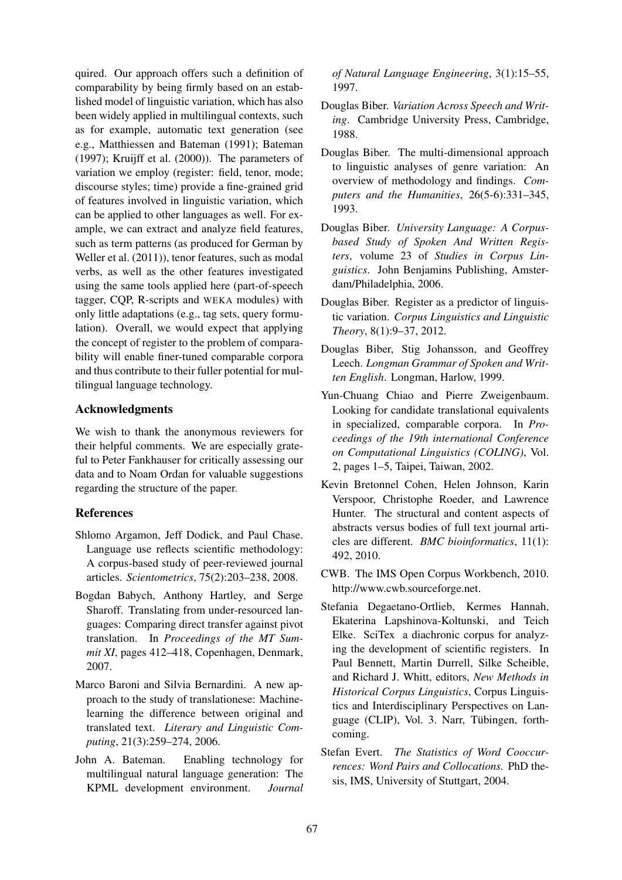quired. Our approach offers such a definition of comparability by being firmly based on an established model of linguistic variation, which has also been widely applied in multilingual contexts, such as for example, automatic text generation (see e.g., Matthiessen and Bateman (1991); Bateman (1997); Kruijff et al. (2000)). The parameters of variation we employ (register: field, tenor, mode; discourse styles; time) provide a fine-grained grid of features involved in linguistic variation, which can be applied to other languages as well. For example, we can extract and analyze field features, such as term patterns (as produced for German by Weller et al. (2011)), tenor features, such as modal verbs, as well as the other features investigated using the same tools applied here (part-of-speech tagger, CQP, R-scripts and WEKA modules) with only little adaptations (e.g., tag sets, query formulation). Overall, we would expect that applying the concept of register to the problem of comparability will enable finer-tuned comparable corpora and thus contribute to their fuller potential for multilingual language technology.

## Acknowledgments

We wish to thank the anonymous reviewers for their helpful comments. We are especially grateful to Peter Fankhauser for critically assessing our data and to Noam Ordan for valuable suggestions regarding the structure of the paper.

## References

Shlomo Argamon, Jeff Dodick, and Paul Chase. Language use reflects scientific methodology: A corpus-based study of peer-reviewed journal articles. *Scientometrics*, 75(2):203–238, 2008.

Bogdan Babych, Anthony Hartley, and Serge Sharoff. Translating from under-resourced languages: Comparing direct transfer against pivot translation. In *Proceedings of the MT Summit XI*, pages 412–418, Copenhagen, Denmark, 2007.

Marco Baroni and Silvia Bernardini. A new approach to the study of translationese: Machine-learning the difference between original and translated text. *Literary and Linguistic Computing*, 21(3):259–274, 2006.

John A. Bateman. Enabling technology for multilingual natural language generation: The KPML development environment. *Journal of Natural Language Engineering*, 3(1):15–55, 1997.

Douglas Biber. *Variation Across Speech and Writing*. Cambridge University Press, Cambridge, 1988.

Douglas Biber. The multi-dimensional approach to linguistic analyses of genre variation: An overview of methodology and findings. *Computers and the Humanities*, 26(5-6):331–345, 1993.

Douglas Biber. *University Language: A Corpus-based Study of Spoken And Written Registers*, volume 23 of *Studies in Corpus Linguistics*. John Benjamins Publishing, Amsterdam/Philadelphia, 2006.

Douglas Biber. Register as a predictor of linguistic variation. *Corpus Linguistics and Linguistic Theory*, 8(1):9–37, 2012.

Douglas Biber, Stig Johansson, and Geoffrey Leech. *Longman Grammar of Spoken and Written English*. Longman, Harlow, 1999.

Yun-Chuang Chiao and Pierre Zweigenbaum. Looking for candidate translational equivalents in specialized, comparable corpora. In *Proceedings of the 19th international Conference on Computational Linguistics (COLING)*, Vol. 2, pages 1–5, Taipei, Taiwan, 2002.

Kevin Bretonnel Cohen, Helen Johnson, Karin Verspoor, Christophe Roeder, and Lawrence Hunter. The structural and content aspects of abstracts versus bodies of full text journal articles are different. *BMC bioinformatics*, 11(1): 492, 2010.

CWB. The IMS Open Corpus Workbench, 2010. http://www.cwb.sourceforge.net.

Stefania Degaetano-Ortlieb, Kermes Hannah, Ekaterina Lapshinova-Koltunski, and Teich Elke. SciTex a diachronic corpus for analyzing the development of scientific registers. In Paul Bennett, Martin Durrell, Silke Scheible, and Richard J. Whitt, editors, *New Methods in Historical Corpus Linguistics*, Corpus Linguistics and Interdisciplinary Perspectives on Language (CLIP), Vol. 3. Narr, Tübingen, forthcoming.

Stefan Evert. *The Statistics of Word Cooccurrences: Word Pairs and Collocations.* PhD thesis, IMS, University of Stuttgart, 2004.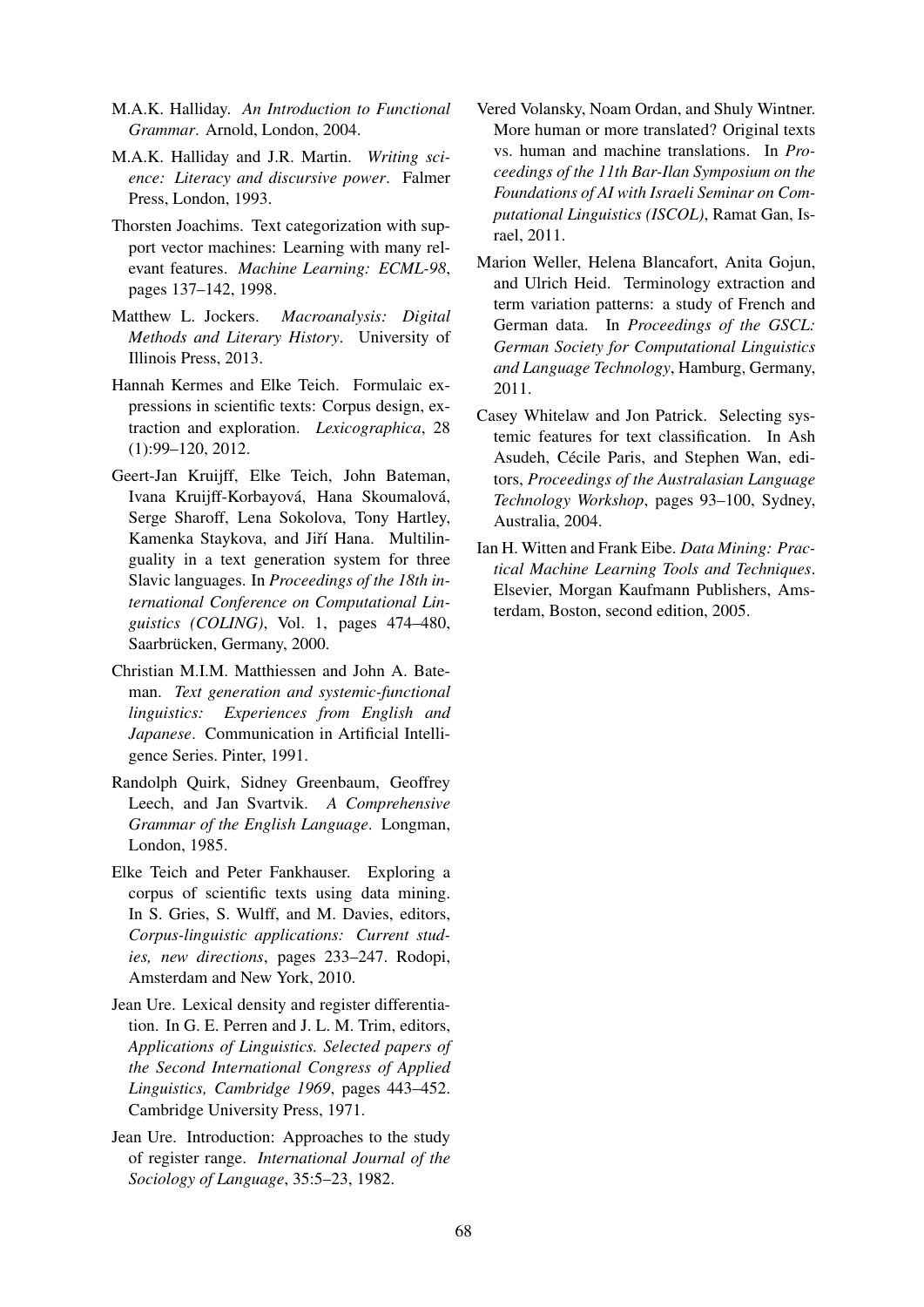M.A.K. Halliday. *An Introduction to Functional Grammar*. Arnold, London, 2004.

M.A.K. Halliday and J.R. Martin. *Writing science: Literacy and discursive power*. Falmer Press, London, 1993.

Thorsten Joachims. Text categorization with support vector machines: Learning with many relevant features. *Machine Learning: ECML-98*, pages 137–142, 1998.

Matthew L. Jockers. *Macroanalysis: Digital Methods and Literary History*. University of Illinois Press, 2013.

Hannah Kermes and Elke Teich. Formulaic expressions in scientific texts: Corpus design, extraction and exploration. *Lexicographica*, 28 (1):99–120, 2012.

Geert-Jan Kruijff, Elke Teich, John Bateman, Ivana Kruijff-Korbayová, Hana Skoumalová, Serge Sharoff, Lena Sokolova, Tony Hartley, Kamenka Staykova, and Jiří Hana. Multilinguality in a text generation system for three Slavic languages. In *Proceedings of the 18th international Conference on Computational Linguistics (COLING)*, Vol. 1, pages 474–480, Saarbrücken, Germany, 2000.

Christian M.I.M. Matthiessen and John A. Bateman. *Text generation and systemic-functional linguistics: Experiences from English and Japanese*. Communication in Artificial Intelligence Series. Pinter, 1991.

Randolph Quirk, Sidney Greenbaum, Geoffrey Leech, and Jan Svartvik. *A Comprehensive Grammar of the English Language*. Longman, London, 1985.

Elke Teich and Peter Fankhauser. Exploring a corpus of scientific texts using data mining. In S. Gries, S. Wulff, and M. Davies, editors, *Corpus-linguistic applications: Current studies, new directions*, pages 233–247. Rodopi, Amsterdam and New York, 2010.

Jean Ure. Lexical density and register differentiation. In G. E. Perren and J. L. M. Trim, editors, *Applications of Linguistics. Selected papers of the Second International Congress of Applied Linguistics, Cambridge 1969*, pages 443–452. Cambridge University Press, 1971.

Jean Ure. Introduction: Approaches to the study of register range. *International Journal of the Sociology of Language*, 35:5–23, 1982.

Vered Volansky, Noam Ordan, and Shuly Wintner. More human or more translated? Original texts vs. human and machine translations. In *Proceedings of the 11th Bar-Ilan Symposium on the Foundations of AI with Israeli Seminar on Computational Linguistics (ISCOL)*, Ramat Gan, Israel, 2011.

Marion Weller, Helena Blancafort, Anita Gojun, and Ulrich Heid. Terminology extraction and term variation patterns: a study of French and German data. In *Proceedings of the GSCL: German Society for Computational Linguistics and Language Technology*, Hamburg, Germany, 2011.

Casey Whitelaw and Jon Patrick. Selecting systemic features for text classification. In Ash Asudeh, Cécile Paris, and Stephen Wan, editors, *Proceedings of the Australasian Language Technology Workshop*, pages 93–100, Sydney, Australia, 2004.

Ian H. Witten and Frank Eibe. *Data Mining: Practical Machine Learning Tools and Techniques*. Elsevier, Morgan Kaufmann Publishers, Amsterdam, Boston, second edition, 2005.